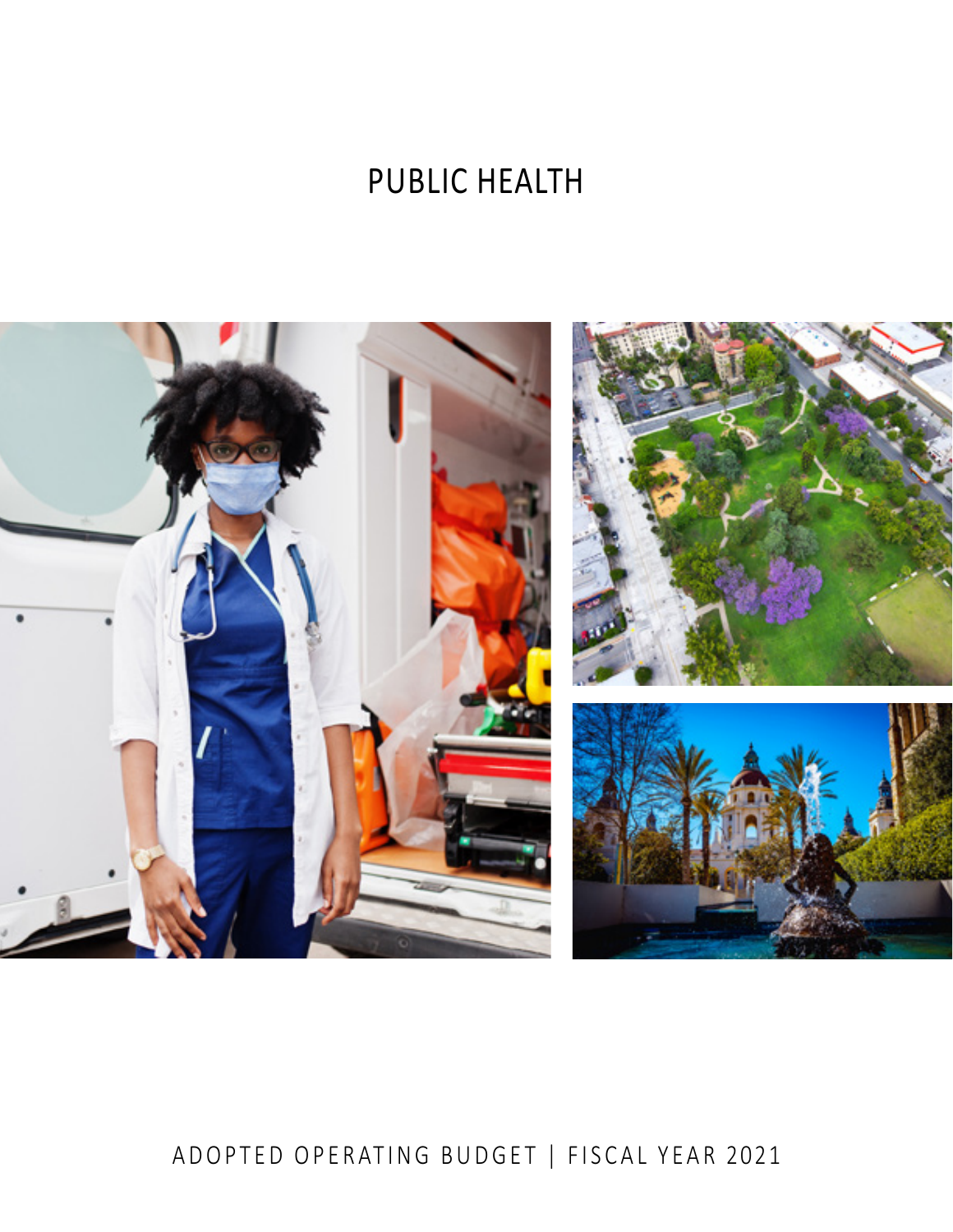# PUBLIC HEALTH

ADOPTED OPERATING BUDGET | FISCAL YEAR 2021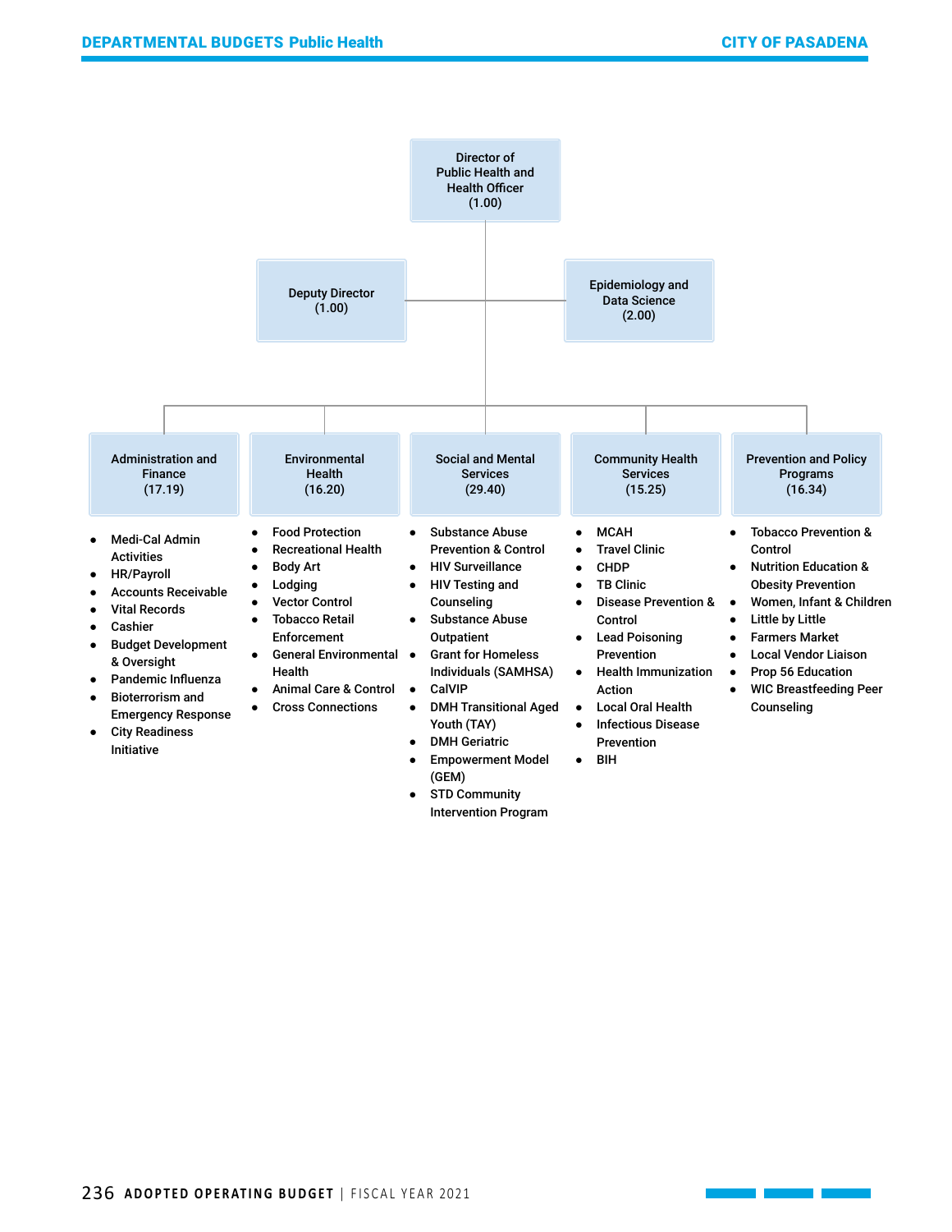**Director of Public Health and Health Officer (1.00)**

- **Deputy Director (1.00)**
- **Epidemiology and Data Science (2.00)**

**Administration and Finance (17.19)**

- Medi-Cal Admin Activities
- HR/Payroll
- Accounts Receivable
- Vital Records
- Cashier
- Budget Development & Oversight
- Pandemic Influenza
- Bioterrorism and Emergency Response
- City Readiness Initiative

**Environmental Health (16.20)**

- Food Protection
- Recreational Health
- Body Art
- Lodging
- Vector Control
- Tobacco Retail Enforcement
- General Environmental Health
- Animal Care & Control
- Cross Connections

**Social and Mental Services (29.40)**

- Substance Abuse Prevention & Control
- HIV Surveillance
- HIV Testing and Counseling
- Substance Abuse Outpatient
- Grant for Homeless Individuals (SAMHSA)
- CalVIP
- DMH Transitional Aged Youth (TAY)
- DMH Geriatric
- Empowerment Model (GEM)
- STD Community Intervention Program

**Community Health Services (15.25)**

- MCAH
- Travel Clinic
- CHDP
- TB Clinic
- Disease Prevention & Control
- Lead Poisoning Prevention
- Health Immunization Action
- Local Oral Health
- Infectious Disease Prevention
- BIH

**Prevention and Policy Programs (16.34)**

- Tobacco Prevention & Control
- Nutrition Education & Obesity Prevention
- Women, Infant & Children
- Little by Little
- Farmers Market
- Local Vendor Liaison
- Prop 56 Education
- WIC Breastfeeding Peer Counseling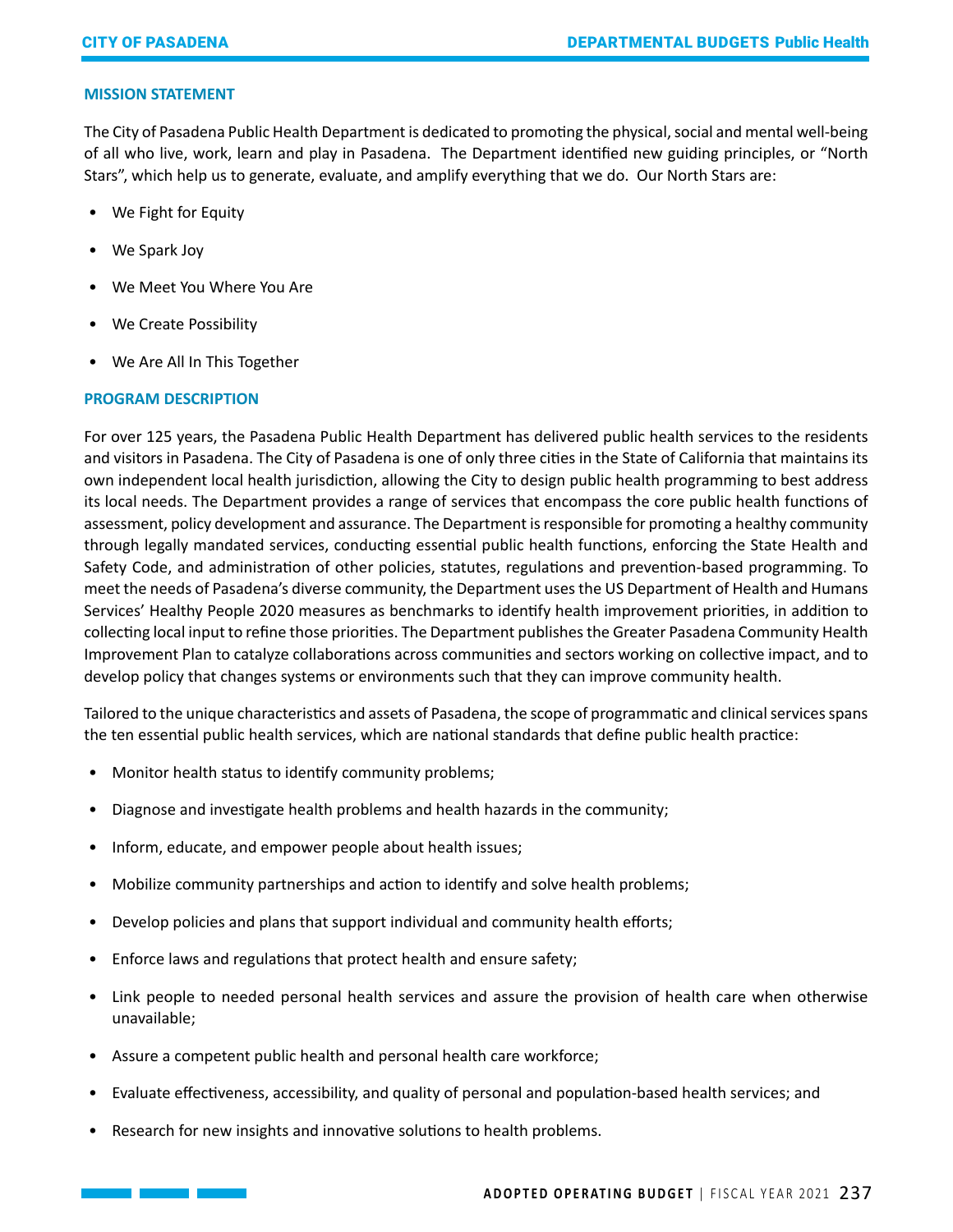## MISSION STATEMENT

The City of Pasadena Public Health Department is dedicated to promoting the physical, social and mental well-being of all who live, work, learn and play in Pasadena. The Department identified new guiding principles, or "North Stars", which help us to generate, evaluate, and amplify everything that we do. Our North Stars are:

- We Fight for Equity
- We Spark Joy
- We Meet You Where You Are
- We Create Possibility
- We Are All In This Together

## PROGRAM DESCRIPTION

For over 125 years, the Pasadena Public Health Department has delivered public health services to the residents and visitors in Pasadena. The City of Pasadena is one of only three cities in the State of California that maintains its own independent local health jurisdiction, allowing the City to design public health programming to best address its local needs. The Department provides a range of services that encompass the core public health functions of assessment, policy development and assurance. The Department is responsible for promoting a healthy community through legally mandated services, conducting essential public health functions, enforcing the State Health and Safety Code, and administration of other policies, statutes, regulations and prevention-based programming. To meet the needs of Pasadena's diverse community, the Department uses the US Department of Health and Humans Services' Healthy People 2020 measures as benchmarks to identify health improvement priorities, in addition to collecting local input to refine those priorities. The Department publishes the Greater Pasadena Community Health Improvement Plan to catalyze collaborations across communities and sectors working on collective impact, and to develop policy that changes systems or environments such that they can improve community health.

Tailored to the unique characteristics and assets of Pasadena, the scope of programmatic and clinical services spans the ten essential public health services, which are national standards that define public health practice:

- Monitor health status to identify community problems;
- Diagnose and investigate health problems and health hazards in the community;
- Inform, educate, and empower people about health issues;
- Mobilize community partnerships and action to identify and solve health problems;
- Develop policies and plans that support individual and community health efforts;
- Enforce laws and regulations that protect health and ensure safety;
- Link people to needed personal health services and assure the provision of health care when otherwise unavailable;
- Assure a competent public health and personal health care workforce;
- Evaluate effectiveness, accessibility, and quality of personal and population-based health services; and
- Research for new insights and innovative solutions to health problems.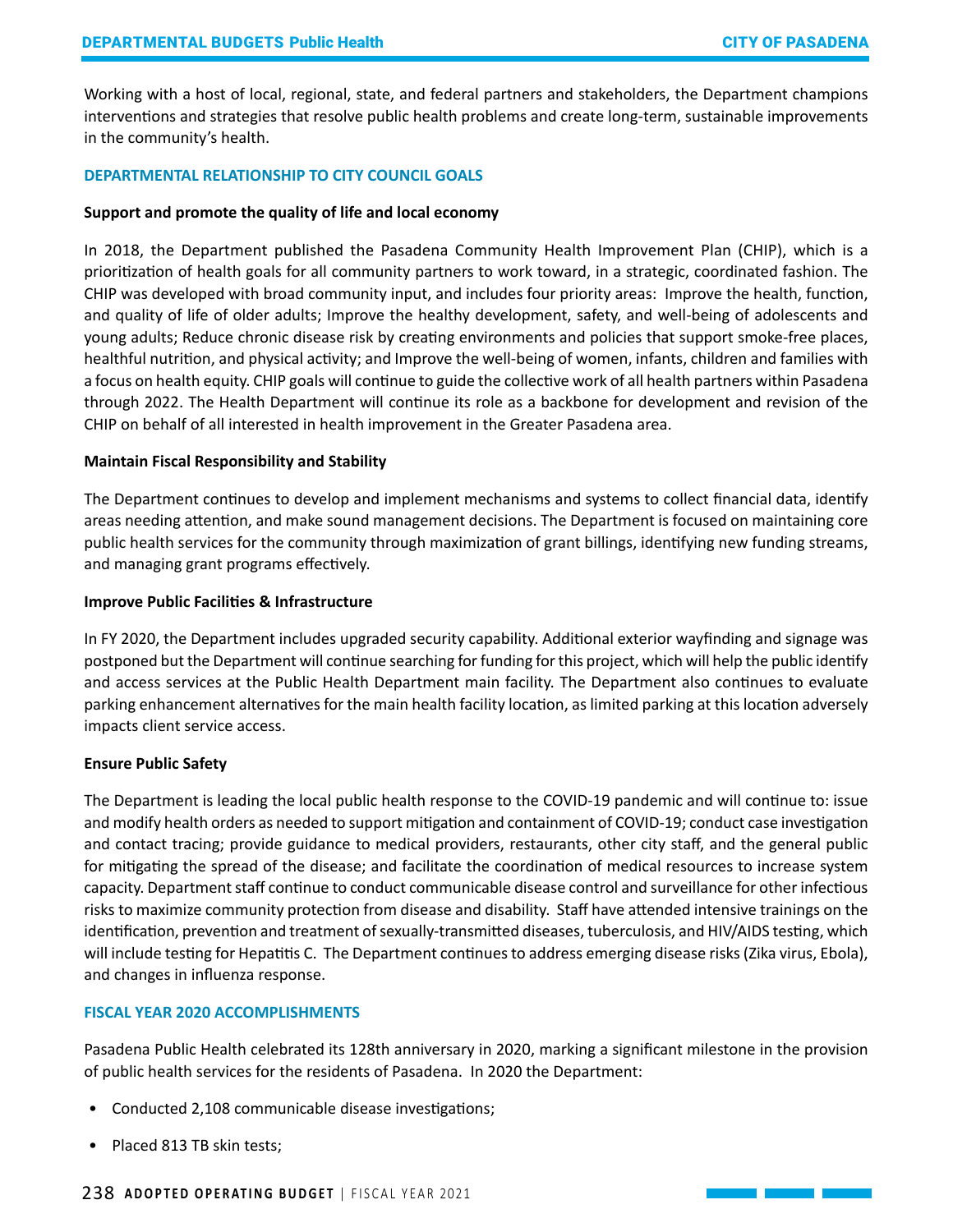Working with a host of local, regional, state, and federal partners and stakeholders, the Department champions interventions and strategies that resolve public health problems and create long-term, sustainable improvements in the community's health.

## DEPARTMENTAL RELATIONSHIP TO CITY COUNCIL GOALS

**Support and promote the quality of life and local economy**

In 2018, the Department published the Pasadena Community Health Improvement Plan (CHIP), which is a prioritization of health goals for all community partners to work toward, in a strategic, coordinated fashion. The CHIP was developed with broad community input, and includes four priority areas: Improve the health, function, and quality of life of older adults; Improve the healthy development, safety, and well-being of adolescents and young adults; Reduce chronic disease risk by creating environments and policies that support smoke-free places, healthful nutrition, and physical activity; and Improve the well-being of women, infants, children and families with a focus on health equity. CHIP goals will continue to guide the collective work of all health partners within Pasadena through 2022. The Health Department will continue its role as a backbone for development and revision of the CHIP on behalf of all interested in health improvement in the Greater Pasadena area.

**Maintain Fiscal Responsibility and Stability**

The Department continues to develop and implement mechanisms and systems to collect financial data, identify areas needing attention, and make sound management decisions. The Department is focused on maintaining core public health services for the community through maximization of grant billings, identifying new funding streams, and managing grant programs effectively.

**Improve Public Facilities & Infrastructure**

In FY 2020, the Department includes upgraded security capability. Additional exterior wayfinding and signage was postponed but the Department will continue searching for funding for this project, which will help the public identify and access services at the Public Health Department main facility. The Department also continues to evaluate parking enhancement alternatives for the main health facility location, as limited parking at this location adversely impacts client service access.

**Ensure Public Safety**

The Department is leading the local public health response to the COVID-19 pandemic and will continue to: issue and modify health orders as needed to support mitigation and containment of COVID-19; conduct case investigation and contact tracing; provide guidance to medical providers, restaurants, other city staff, and the general public for mitigating the spread of the disease; and facilitate the coordination of medical resources to increase system capacity. Department staff continue to conduct communicable disease control and surveillance for other infectious risks to maximize community protection from disease and disability. Staff have attended intensive trainings on the identification, prevention and treatment of sexually-transmitted diseases, tuberculosis, and HIV/AIDS testing, which will include testing for Hepatitis C. The Department continues to address emerging disease risks (Zika virus, Ebola), and changes in influenza response.

## FISCAL YEAR 2020 ACCOMPLISHMENTS

Pasadena Public Health celebrated its 128th anniversary in 2020, marking a significant milestone in the provision of public health services for the residents of Pasadena. In 2020 the Department:

- Conducted 2,108 communicable disease investigations;
- Placed 813 TB skin tests;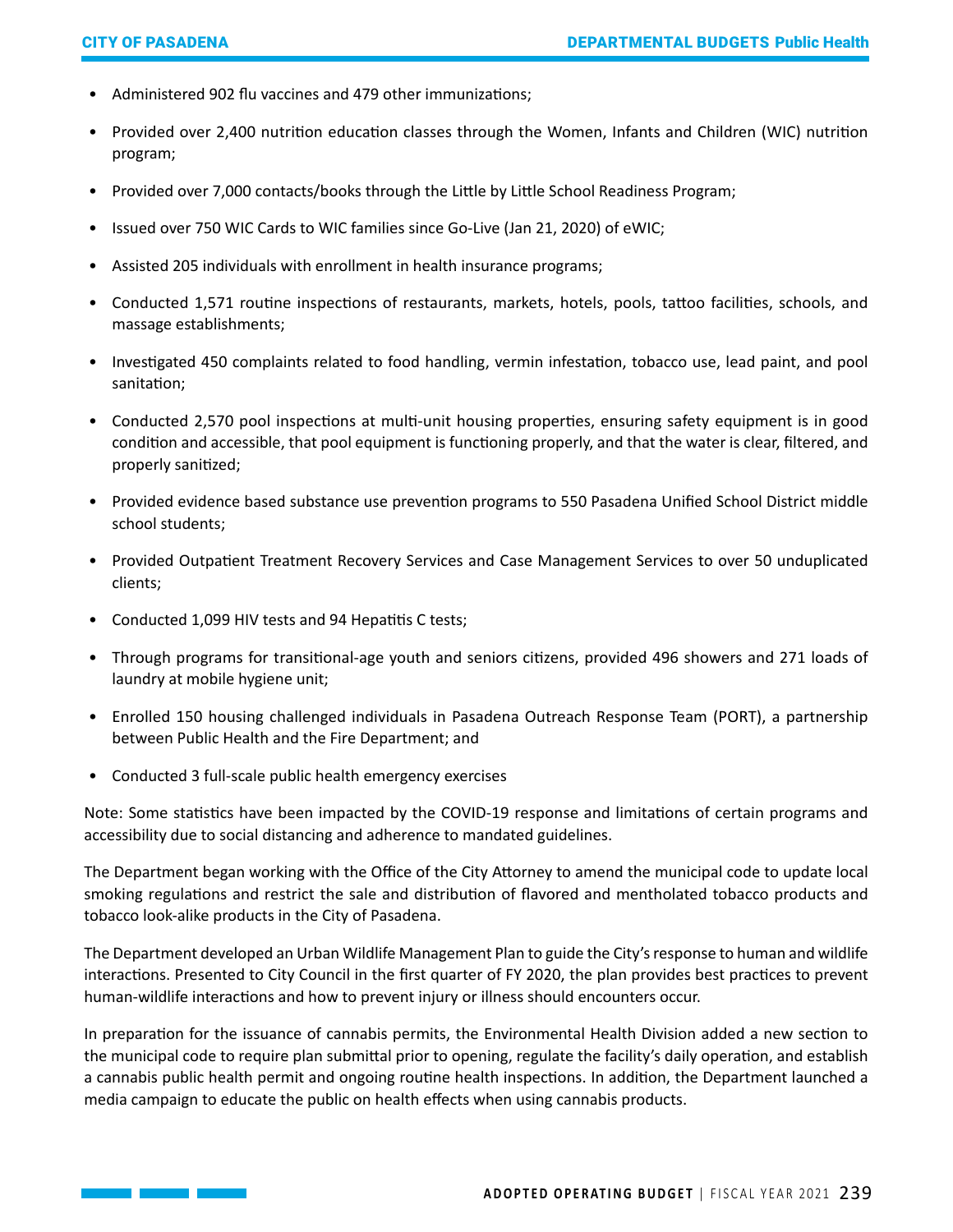- Administered 902 flu vaccines and 479 other immunizations;
- Provided over 2,400 nutrition education classes through the Women, Infants and Children (WIC) nutrition program;
- Provided over 7,000 contacts/books through the Little by Little School Readiness Program;
- Issued over 750 WIC Cards to WIC families since Go-Live (Jan 21, 2020) of eWIC;
- Assisted 205 individuals with enrollment in health insurance programs;
- Conducted 1,571 routine inspections of restaurants, markets, hotels, pools, tattoo facilities, schools, and massage establishments;
- Investigated 450 complaints related to food handling, vermin infestation, tobacco use, lead paint, and pool sanitation;
- Conducted 2,570 pool inspections at multi-unit housing properties, ensuring safety equipment is in good condition and accessible, that pool equipment is functioning properly, and that the water is clear, filtered, and properly sanitized;
- Provided evidence based substance use prevention programs to 550 Pasadena Unified School District middle school students;
- Provided Outpatient Treatment Recovery Services and Case Management Services to over 50 unduplicated clients;
- Conducted 1,099 HIV tests and 94 Hepatitis C tests;
- Through programs for transitional-age youth and seniors citizens, provided 496 showers and 271 loads of laundry at mobile hygiene unit;
- Enrolled 150 housing challenged individuals in Pasadena Outreach Response Team (PORT), a partnership between Public Health and the Fire Department; and
- Conducted 3 full-scale public health emergency exercises

Note: Some statistics have been impacted by the COVID-19 response and limitations of certain programs and accessibility due to social distancing and adherence to mandated guidelines.

The Department began working with the Office of the City Attorney to amend the municipal code to update local smoking regulations and restrict the sale and distribution of flavored and mentholated tobacco products and tobacco look-alike products in the City of Pasadena.

The Department developed an Urban Wildlife Management Plan to guide the City's response to human and wildlife interactions. Presented to City Council in the first quarter of FY 2020, the plan provides best practices to prevent human-wildlife interactions and how to prevent injury or illness should encounters occur.

In preparation for the issuance of cannabis permits, the Environmental Health Division added a new section to the municipal code to require plan submittal prior to opening, regulate the facility's daily operation, and establish a cannabis public health permit and ongoing routine health inspections. In addition, the Department launched a media campaign to educate the public on health effects when using cannabis products.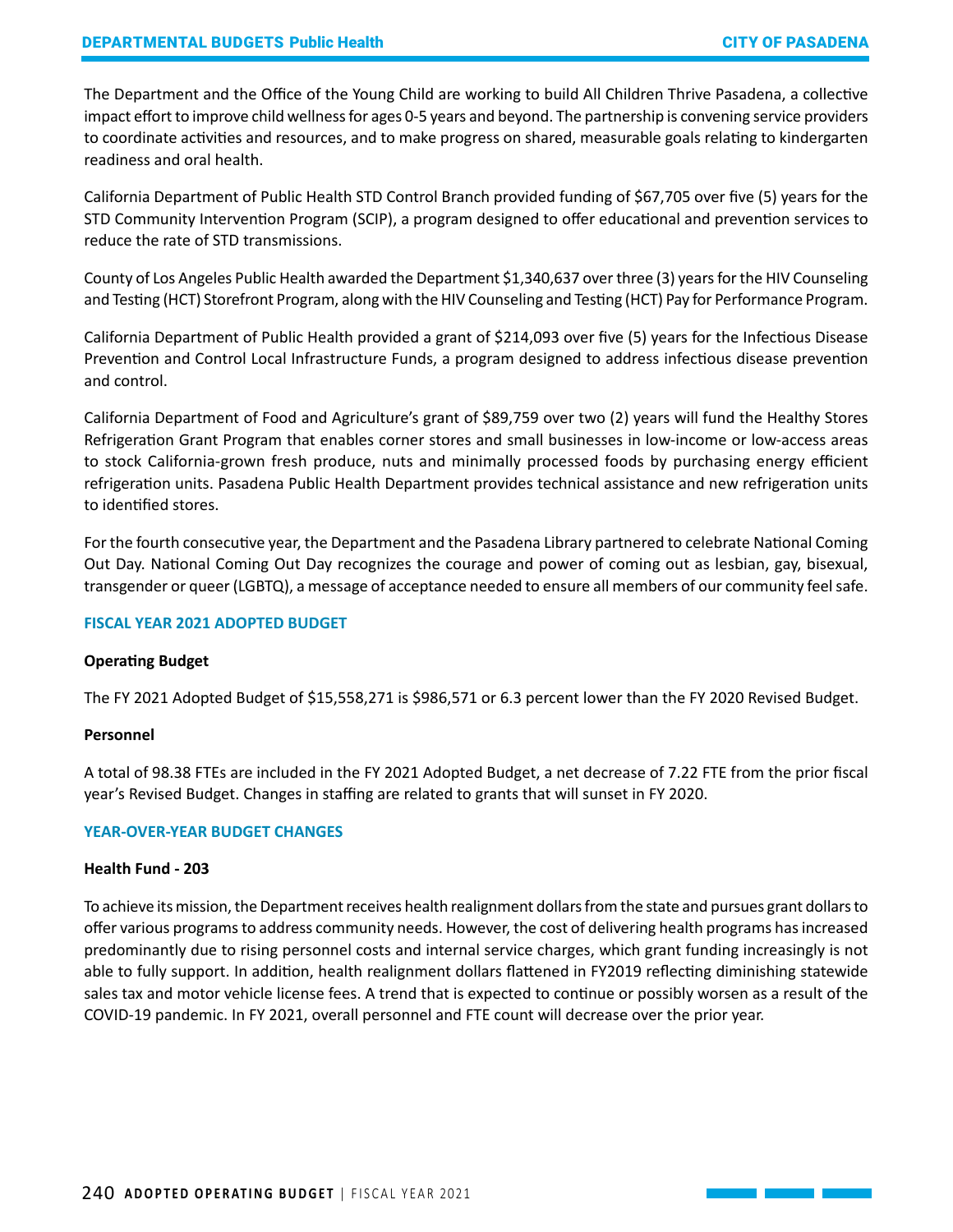The Department and the Office of the Young Child are working to build All Children Thrive Pasadena, a collective impact effort to improve child wellness for ages 0-5 years and beyond. The partnership is convening service providers to coordinate activities and resources, and to make progress on shared, measurable goals relating to kindergarten readiness and oral health.

California Department of Public Health STD Control Branch provided funding of $67,705 over five (5) years for the STD Community Intervention Program (SCIP), a program designed to offer educational and prevention services to reduce the rate of STD transmissions.

County of Los Angeles Public Health awarded the Department $1,340,637 over three (3) years for the HIV Counseling and Testing (HCT) Storefront Program, along with the HIV Counseling and Testing (HCT) Pay for Performance Program.

California Department of Public Health provided a grant of $214,093 over five (5) years for the Infectious Disease Prevention and Control Local Infrastructure Funds, a program designed to address infectious disease prevention and control.

California Department of Food and Agriculture's grant of $89,759 over two (2) years will fund the Healthy Stores Refrigeration Grant Program that enables corner stores and small businesses in low-income or low-access areas to stock California-grown fresh produce, nuts and minimally processed foods by purchasing energy efficient refrigeration units. Pasadena Public Health Department provides technical assistance and new refrigeration units to identified stores.

For the fourth consecutive year, the Department and the Pasadena Library partnered to celebrate National Coming Out Day. National Coming Out Day recognizes the courage and power of coming out as lesbian, gay, bisexual, transgender or queer (LGBTQ), a message of acceptance needed to ensure all members of our community feel safe.

## FISCAL YEAR 2021 ADOPTED BUDGET

### Operating Budget

The FY 2021 Adopted Budget of $15,558,271 is $986,571 or 6.3 percent lower than the FY 2020 Revised Budget.

### Personnel

A total of 98.38 FTEs are included in the FY 2021 Adopted Budget, a net decrease of 7.22 FTE from the prior fiscal year's Revised Budget. Changes in staffing are related to grants that will sunset in FY 2020.

## YEAR-OVER-YEAR BUDGET CHANGES

### Health Fund - 203

To achieve its mission, the Department receives health realignment dollars from the state and pursues grant dollars to offer various programs to address community needs. However, the cost of delivering health programs has increased predominantly due to rising personnel costs and internal service charges, which grant funding increasingly is not able to fully support. In addition, health realignment dollars flattened in FY2019 reflecting diminishing statewide sales tax and motor vehicle license fees. A trend that is expected to continue or possibly worsen as a result of the COVID-19 pandemic. In FY 2021, overall personnel and FTE count will decrease over the prior year.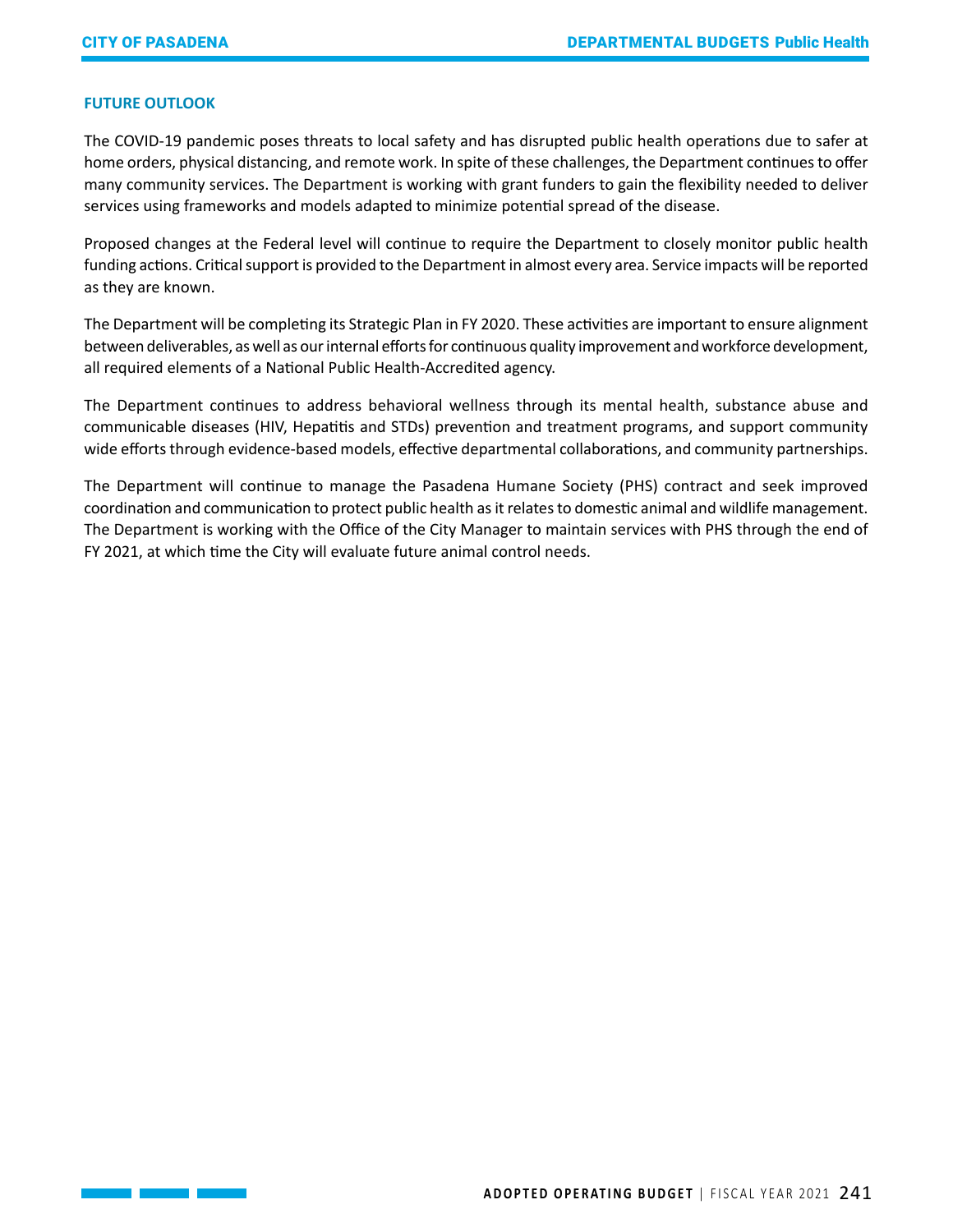## FUTURE OUTLOOK

The COVID-19 pandemic poses threats to local safety and has disrupted public health operations due to safer at home orders, physical distancing, and remote work. In spite of these challenges, the Department continues to offer many community services. The Department is working with grant funders to gain the flexibility needed to deliver services using frameworks and models adapted to minimize potential spread of the disease.

Proposed changes at the Federal level will continue to require the Department to closely monitor public health funding actions. Critical support is provided to the Department in almost every area. Service impacts will be reported as they are known.

The Department will be completing its Strategic Plan in FY 2020. These activities are important to ensure alignment between deliverables, as well as our internal efforts for continuous quality improvement and workforce development, all required elements of a National Public Health-Accredited agency.

The Department continues to address behavioral wellness through its mental health, substance abuse and communicable diseases (HIV, Hepatitis and STDs) prevention and treatment programs, and support community wide efforts through evidence-based models, effective departmental collaborations, and community partnerships.

The Department will continue to manage the Pasadena Humane Society (PHS) contract and seek improved coordination and communication to protect public health as it relates to domestic animal and wildlife management. The Department is working with the Office of the City Manager to maintain services with PHS through the end of FY 2021, at which time the City will evaluate future animal control needs.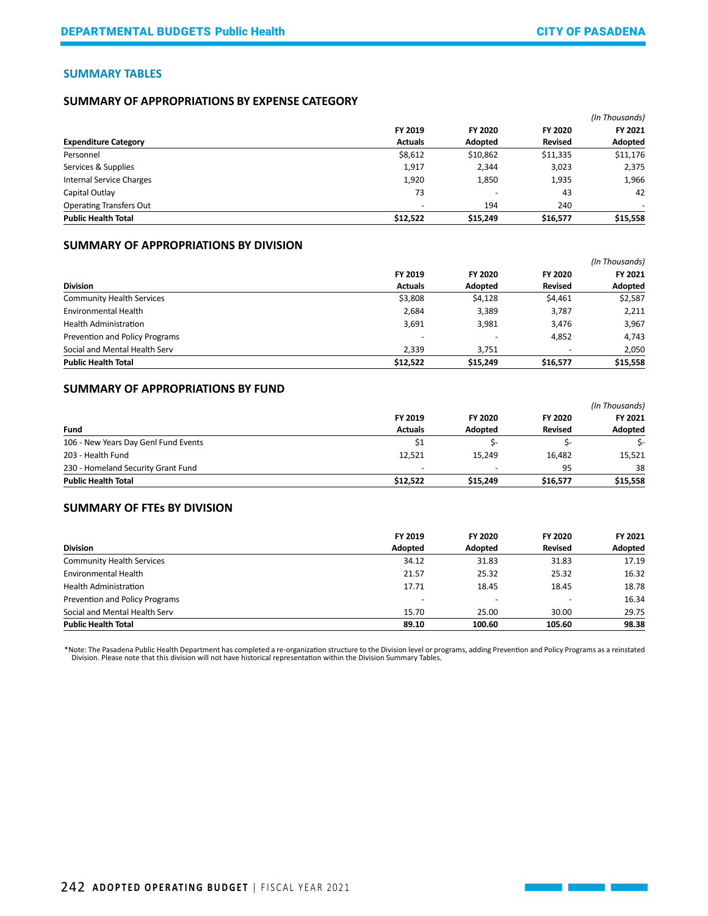## SUMMARY TABLES

### SUMMARY OF APPROPRIATIONS BY EXPENSE CATEGORY

*(In Thousands)*

| Expenditure Category | FY 2019 Actuals | FY 2020 Adopted | FY 2020 Revised | FY 2021 Adopted |
|---|---|---|---|---|
| Personnel | $8,612 | $10,862 | $11,335 | $11,176 |
| Services & Supplies | 1,917 | 2,344 | 3,023 | 2,375 |
| Internal Service Charges | 1,920 | 1,850 | 1,935 | 1,966 |
| Capital Outlay | 73 | - | 43 | 42 |
| Operating Transfers Out | - | 194 | 240 | - |
| **Public Health Total** | **$12,522** | **$15,249** | **$16,577** | **$15,558** |

### SUMMARY OF APPROPRIATIONS BY DIVISION

*(In Thousands)*

| Division | FY 2019 Actuals | FY 2020 Adopted | FY 2020 Revised | FY 2021 Adopted |
|---|---|---|---|---|
| Community Health Services | $3,808 | $4,128 | $4,461 | $2,587 |
| Environmental Health | 2,684 | 3,389 | 3,787 | 2,211 |
| Health Administration | 3,691 | 3,981 | 3,476 | 3,967 |
| Prevention and Policy Programs | - | - | 4,852 | 4,743 |
| Social and Mental Health Serv | 2,339 | 3,751 | - | 2,050 |
| **Public Health Total** | **$12,522** | **$15,249** | **$16,577** | **$15,558** |

### SUMMARY OF APPROPRIATIONS BY FUND

*(In Thousands)*

| Fund | FY 2019 Actuals | FY 2020 Adopted | FY 2020 Revised | FY 2021 Adopted |
|---|---|---|---|---|
| 106 - New Years Day Genl Fund Events | $1 | $- | $- | $- |
| 203 - Health Fund | 12,521 | 15,249 | 16,482 | 15,521 |
| 230 - Homeland Security Grant Fund | - | - | 95 | 38 |
| **Public Health Total** | **$12,522** | **$15,249** | **$16,577** | **$15,558** |

### SUMMARY OF FTEs BY DIVISION

| Division | FY 2019 Adopted | FY 2020 Adopted | FY 2020 Revised | FY 2021 Adopted |
|---|---|---|---|---|
| Community Health Services | 34.12 | 31.83 | 31.83 | 17.19 |
| Environmental Health | 21.57 | 25.32 | 25.32 | 16.32 |
| Health Administration | 17.71 | 18.45 | 18.45 | 18.78 |
| Prevention and Policy Programs | - | - | - | 16.34 |
| Social and Mental Health Serv | 15.70 | 25.00 | 30.00 | 29.75 |
| **Public Health Total** | **89.10** | **100.60** | **105.60** | **98.38** |

*Note: The Pasadena Public Health Department has completed a re-organization structure to the Division level or programs, adding Prevention and Policy Programs as a reinstated Division. Please note that this division will not have historical representation within the Division Summary Tables.